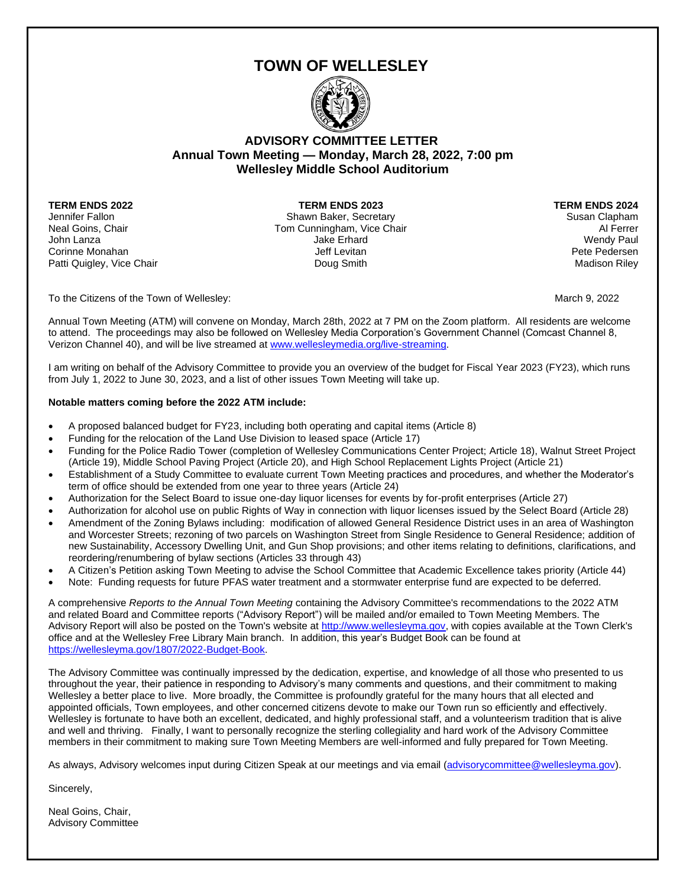# TOWN OF WELLESLEY

## ADVISORY COMMITTEE LETTER
### Annual Town Meeting — Monday, March 28, 2022, 7:00 pm
### Wellesley Middle School Auditorium

| TERM ENDS 2022 | TERM ENDS 2023 | TERM ENDS 2024 |
|---|---|---|
| Jennifer Fallon | Shawn Baker, Secretary | Susan Clapham |
| Neal Goins, Chair | Tom Cunningham, Vice Chair | Al Ferrer |
| John Lanza | Jake Erhard | Wendy Paul |
| Corinne Monahan | Jeff Levitan | Pete Pedersen |
| Patti Quigley, Vice Chair | Doug Smith | Madison Riley |

To the Citizens of the Town of Wellesley: March 9, 2022

Annual Town Meeting (ATM) will convene on Monday, March 28th, 2022 at 7 PM on the Zoom platform. All residents are welcome to attend. The proceedings may also be followed on Wellesley Media Corporation's Government Channel (Comcast Channel 8, Verizon Channel 40), and will be live streamed at www.wellesleymedia.org/live-streaming.

I am writing on behalf of the Advisory Committee to provide you an overview of the budget for Fiscal Year 2023 (FY23), which runs from July 1, 2022 to June 30, 2023, and a list of other issues Town Meeting will take up.

**Notable matters coming before the 2022 ATM include:**

- A proposed balanced budget for FY23, including both operating and capital items (Article 8)
- Funding for the relocation of the Land Use Division to leased space (Article 17)
- Funding for the Police Radio Tower (completion of Wellesley Communications Center Project; Article 18), Walnut Street Project (Article 19), Middle School Paving Project (Article 20), and High School Replacement Lights Project (Article 21)
- Establishment of a Study Committee to evaluate current Town Meeting practices and procedures, and whether the Moderator's term of office should be extended from one year to three years (Article 24)
- Authorization for the Select Board to issue one-day liquor licenses for events by for-profit enterprises (Article 27)
- Authorization for alcohol use on public Rights of Way in connection with liquor licenses issued by the Select Board (Article 28)
- Amendment of the Zoning Bylaws including: modification of allowed General Residence District uses in an area of Washington and Worcester Streets; rezoning of two parcels on Washington Street from Single Residence to General Residence; addition of new Sustainability, Accessory Dwelling Unit, and Gun Shop provisions; and other items relating to definitions, clarifications, and reordering/renumbering of bylaw sections (Articles 33 through 43)
- A Citizen's Petition asking Town Meeting to advise the School Committee that Academic Excellence takes priority (Article 44)
- Note: Funding requests for future PFAS water treatment and a stormwater enterprise fund are expected to be deferred.

A comprehensive *Reports to the Annual Town Meeting* containing the Advisory Committee's recommendations to the 2022 ATM and related Board and Committee reports ("Advisory Report") will be mailed and/or emailed to Town Meeting Members. The Advisory Report will also be posted on the Town's website at http://www.wellesleyma.gov, with copies available at the Town Clerk's office and at the Wellesley Free Library Main branch. In addition, this year's Budget Book can be found at https://wellesleyma.gov/1807/2022-Budget-Book.

The Advisory Committee was continually impressed by the dedication, expertise, and knowledge of all those who presented to us throughout the year, their patience in responding to Advisory's many comments and questions, and their commitment to making Wellesley a better place to live. More broadly, the Committee is profoundly grateful for the many hours that all elected and appointed officials, Town employees, and other concerned citizens devote to make our Town run so efficiently and effectively. Wellesley is fortunate to have both an excellent, dedicated, and highly professional staff, and a volunteerism tradition that is alive and well and thriving. Finally, I want to personally recognize the sterling collegiality and hard work of the Advisory Committee members in their commitment to making sure Town Meeting Members are well-informed and fully prepared for Town Meeting.

As always, Advisory welcomes input during Citizen Speak at our meetings and via email (advisorycommittee@wellesleyma.gov).

Sincerely,

Neal Goins, Chair,
Advisory Committee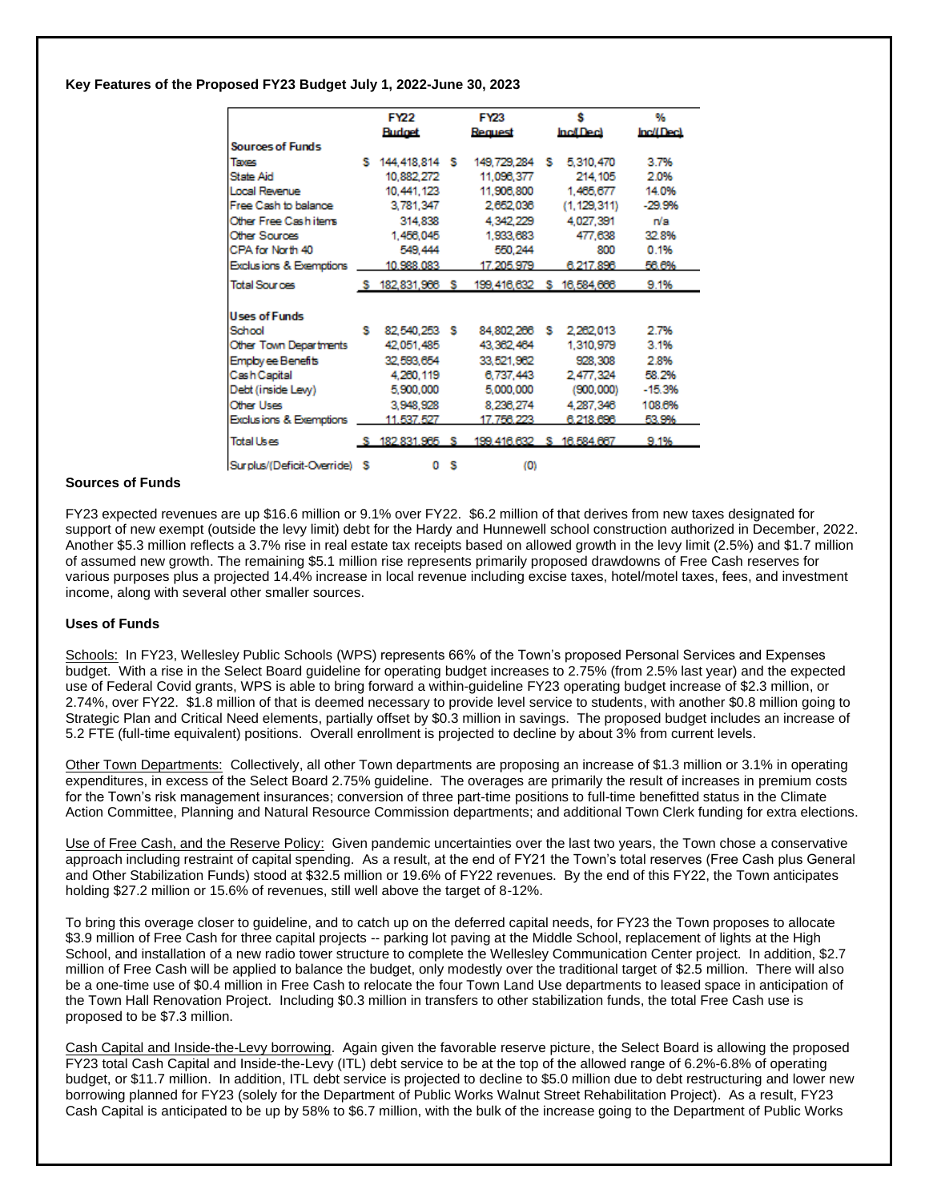**Key Features of the Proposed FY23 Budget July 1, 2022-June 30, 2023**

| | FY22 Budget | FY23 Request | $ Inc/(Dec) | % Inc/(Dec) |
|---|---|---|---|---|
| **Sources of Funds** | | | | |
| Taxes | $ 144,418,814 | $ 149,729,284 | $ 5,310,470 | 3.7% |
| State Aid | 10,882,272 | 11,096,377 | 214,105 | 2.0% |
| Local Revenue | 10,441,123 | 11,906,800 | 1,465,677 | 14.0% |
| Free Cash to balance | 3,781,347 | 2,652,036 | (1,129,311) | -29.9% |
| Other Free Cash items | 314,838 | 4,342,229 | 4,027,391 | n/a |
| Other Sources | 1,456,045 | 1,933,683 | 477,638 | 32.8% |
| CPA for North 40 | 549,444 | 550,244 | 800 | 0.1% |
| Exclusions & Exemptions | 10,988,083 | 17,205,979 | 6,217,896 | 56.6% |
| Total Sources | $ 182,831,966 | $ 199,416,632 | $ 16,584,666 | 9.1% |
| **Uses of Funds** | | | | |
| School | $ 82,540,253 | $ 84,802,266 | $ 2,262,013 | 2.7% |
| Other Town Departments | 42,051,485 | 43,362,464 | 1,310,979 | 3.1% |
| Employee Benefits | 32,593,654 | 33,521,962 | 928,308 | 2.8% |
| Cash Capital | 4,260,119 | 6,737,443 | 2,477,324 | 58.2% |
| Debt (inside Levy) | 5,900,000 | 5,000,000 | (900,000) | -15.3% |
| Other Uses | 3,948,928 | 8,236,274 | 4,287,346 | 108.6% |
| Exclusions & Exemptions | 11,537,527 | 17,756,223 | 6,218,696 | 53.9% |
| Total Uses | $ 182,831,965 | $ 199,416,632 | $ 16,584,667 | 9.1% |
| Surplus/(Deficit-Override) | $ 0 | $ (0) | | |

**Sources of Funds**

FY23 expected revenues are up $16.6 million or 9.1% over FY22. $6.2 million of that derives from new taxes designated for support of new exempt (outside the levy limit) debt for the Hardy and Hunnewell school construction authorized in December, 2022. Another $5.3 million reflects a 3.7% rise in real estate tax receipts based on allowed growth in the levy limit (2.5%) and $1.7 million of assumed new growth. The remaining $5.1 million rise represents primarily proposed drawdowns of Free Cash reserves for various purposes plus a projected 14.4% increase in local revenue including excise taxes, hotel/motel taxes, fees, and investment income, along with several other smaller sources.

**Uses of Funds**

Schools: In FY23, Wellesley Public Schools (WPS) represents 66% of the Town's proposed Personal Services and Expenses budget. With a rise in the Select Board guideline for operating budget increases to 2.75% (from 2.5% last year) and the expected use of Federal Covid grants, WPS is able to bring forward a within-guideline FY23 operating budget increase of $2.3 million, or 2.74%, over FY22. $1.8 million of that is deemed necessary to provide level service to students, with another $0.8 million going to Strategic Plan and Critical Need elements, partially offset by $0.3 million in savings. The proposed budget includes an increase of 5.2 FTE (full-time equivalent) positions. Overall enrollment is projected to decline by about 3% from current levels.

Other Town Departments: Collectively, all other Town departments are proposing an increase of $1.3 million or 3.1% in operating expenditures, in excess of the Select Board 2.75% guideline. The overages are primarily the result of increases in premium costs for the Town's risk management insurances; conversion of three part-time positions to full-time benefitted status in the Climate Action Committee, Planning and Natural Resource Commission departments; and additional Town Clerk funding for extra elections.

Use of Free Cash, and the Reserve Policy: Given pandemic uncertainties over the last two years, the Town chose a conservative approach including restraint of capital spending. As a result, at the end of FY21 the Town's total reserves (Free Cash plus General and Other Stabilization Funds) stood at $32.5 million or 19.6% of FY22 revenues. By the end of this FY22, the Town anticipates holding $27.2 million or 15.6% of revenues, still well above the target of 8-12%.

To bring this overage closer to guideline, and to catch up on the deferred capital needs, for FY23 the Town proposes to allocate $3.9 million of Free Cash for three capital projects -- parking lot paving at the Middle School, replacement of lights at the High School, and installation of a new radio tower structure to complete the Wellesley Communication Center project. In addition, $2.7 million of Free Cash will be applied to balance the budget, only modestly over the traditional target of $2.5 million. There will also be a one-time use of $0.4 million in Free Cash to relocate the four Town Land Use departments to leased space in anticipation of the Town Hall Renovation Project. Including $0.3 million in transfers to other stabilization funds, the total Free Cash use is proposed to be $7.3 million.

Cash Capital and Inside-the-Levy borrowing. Again given the favorable reserve picture, the Select Board is allowing the proposed FY23 total Cash Capital and Inside-the-Levy (ITL) debt service to be at the top of the allowed range of 6.2%-6.8% of operating budget, or $11.7 million. In addition, ITL debt service is projected to decline to $5.0 million due to debt restructuring and lower new borrowing planned for FY23 (solely for the Department of Public Works Walnut Street Rehabilitation Project). As a result, FY23 Cash Capital is anticipated to be up by 58% to $6.7 million, with the bulk of the increase going to the Department of Public Works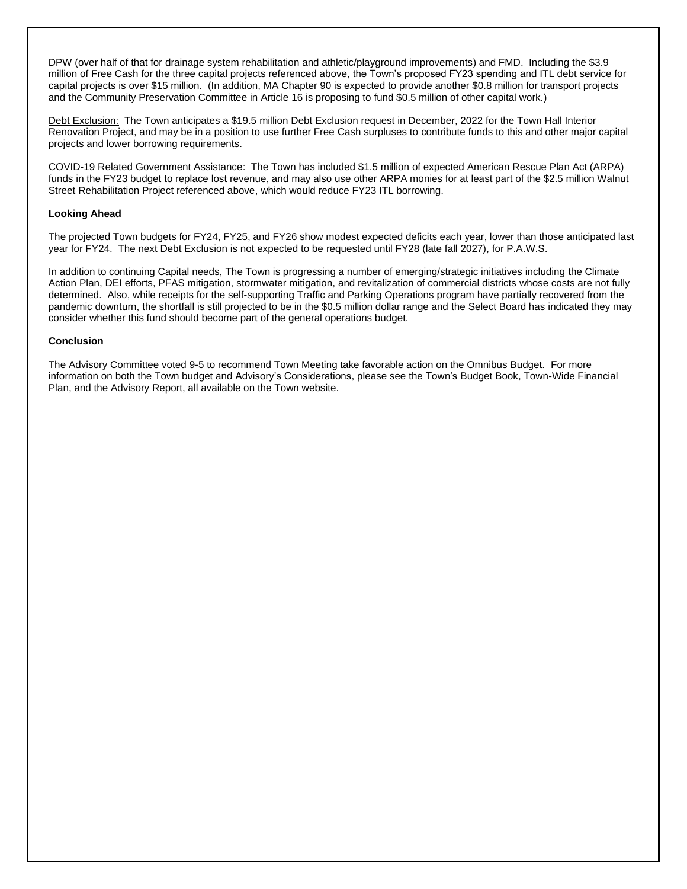DPW (over half of that for drainage system rehabilitation and athletic/playground improvements) and FMD. Including the $3.9 million of Free Cash for the three capital projects referenced above, the Town's proposed FY23 spending and ITL debt service for capital projects is over $15 million. (In addition, MA Chapter 90 is expected to provide another $0.8 million for transport projects and the Community Preservation Committee in Article 16 is proposing to fund $0.5 million of other capital work.)

<u>Debt Exclusion:</u> The Town anticipates a $19.5 million Debt Exclusion request in December, 2022 for the Town Hall Interior Renovation Project, and may be in a position to use further Free Cash surpluses to contribute funds to this and other major capital projects and lower borrowing requirements.

<u>COVID-19 Related Government Assistance:</u> The Town has included $1.5 million of expected American Rescue Plan Act (ARPA) funds in the FY23 budget to replace lost revenue, and may also use other ARPA monies for at least part of the $2.5 million Walnut Street Rehabilitation Project referenced above, which would reduce FY23 ITL borrowing.

**Looking Ahead**

The projected Town budgets for FY24, FY25, and FY26 show modest expected deficits each year, lower than those anticipated last year for FY24. The next Debt Exclusion is not expected to be requested until FY28 (late fall 2027), for P.A.W.S.

In addition to continuing Capital needs, The Town is progressing a number of emerging/strategic initiatives including the Climate Action Plan, DEI efforts, PFAS mitigation, stormwater mitigation, and revitalization of commercial districts whose costs are not fully determined. Also, while receipts for the self-supporting Traffic and Parking Operations program have partially recovered from the pandemic downturn, the shortfall is still projected to be in the $0.5 million dollar range and the Select Board has indicated they may consider whether this fund should become part of the general operations budget.

**Conclusion**

The Advisory Committee voted 9-5 to recommend Town Meeting take favorable action on the Omnibus Budget. For more information on both the Town budget and Advisory's Considerations, please see the Town's Budget Book, Town-Wide Financial Plan, and the Advisory Report, all available on the Town website.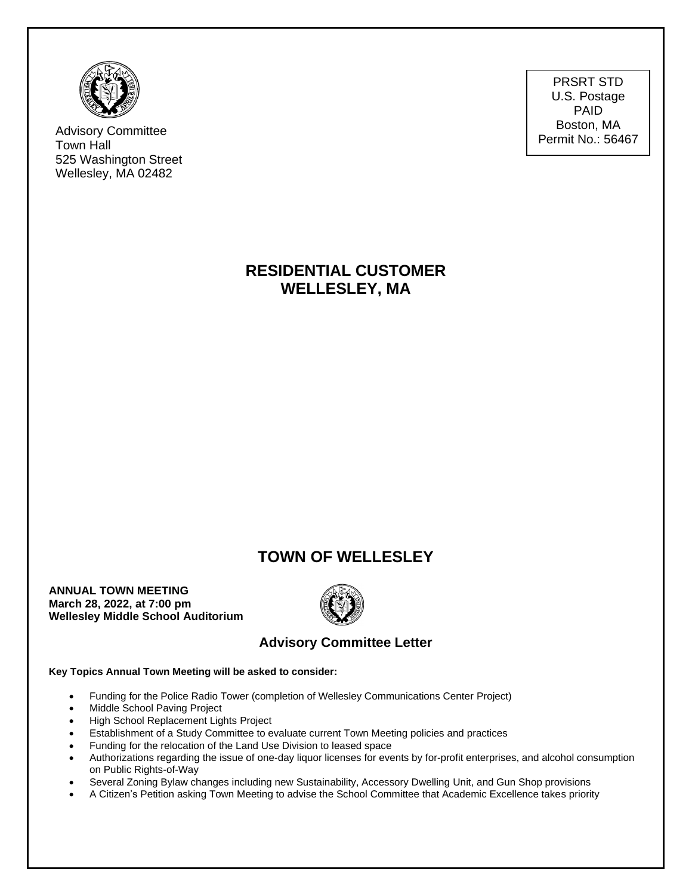Advisory Committee
Town Hall
525 Washington Street
Wellesley, MA 02482

PRSRT STD
U.S. Postage
PAID
Boston, MA
Permit No.: 56467

**RESIDENTIAL CUSTOMER**
**WELLESLEY, MA**

# TOWN OF WELLESLEY

**ANNUAL TOWN MEETING**
**March 28, 2022, at 7:00 pm**
**Wellesley Middle School Auditorium**

## Advisory Committee Letter

**Key Topics Annual Town Meeting will be asked to consider:**

- Funding for the Police Radio Tower (completion of Wellesley Communications Center Project)
- Middle School Paving Project
- High School Replacement Lights Project
- Establishment of a Study Committee to evaluate current Town Meeting policies and practices
- Funding for the relocation of the Land Use Division to leased space
- Authorizations regarding the issue of one-day liquor licenses for events by for-profit enterprises, and alcohol consumption on Public Rights-of-Way
- Several Zoning Bylaw changes including new Sustainability, Accessory Dwelling Unit, and Gun Shop provisions
- A Citizen's Petition asking Town Meeting to advise the School Committee that Academic Excellence takes priority